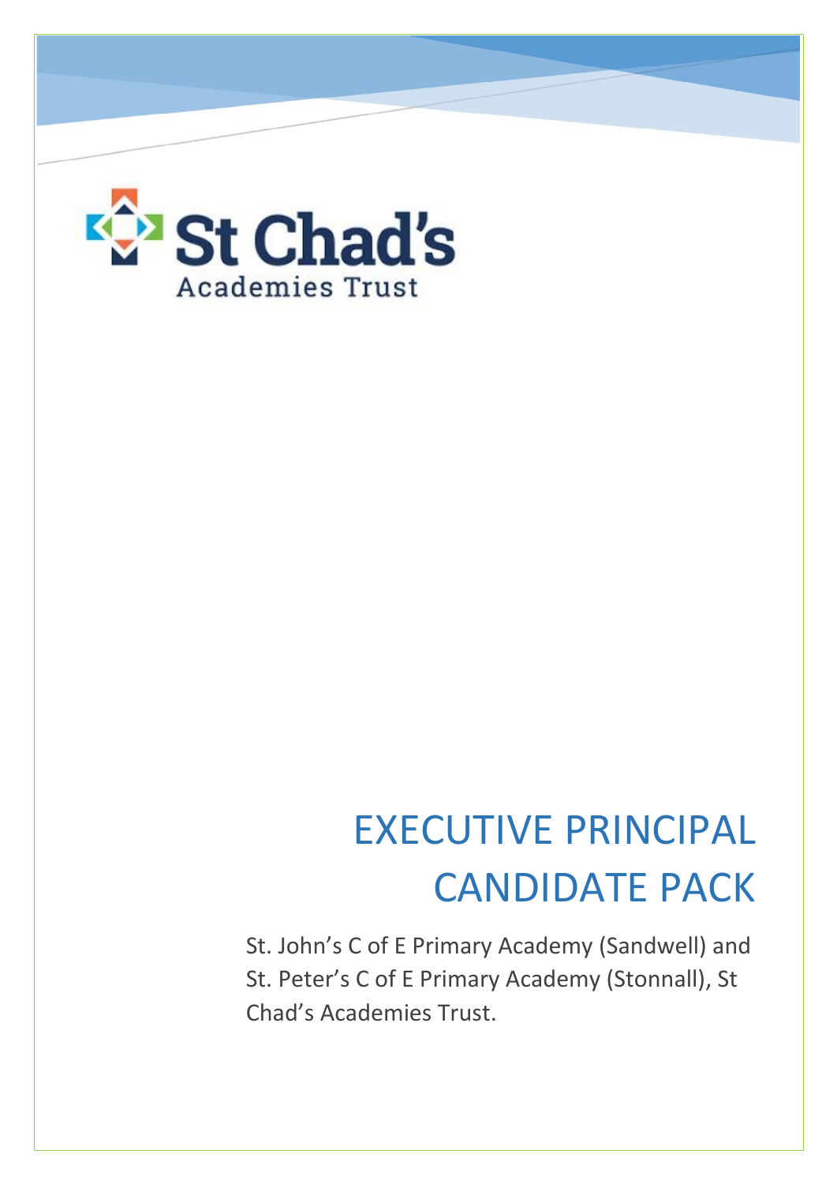St Chad's

Academies Trust

# EXECUTIVE PRINCIPAL CANDIDATE PACK

St. John's C of E Primary Academy (Sandwell) and St. Peter's C of E Primary Academy (Stonnall), St Chad's Academies Trust.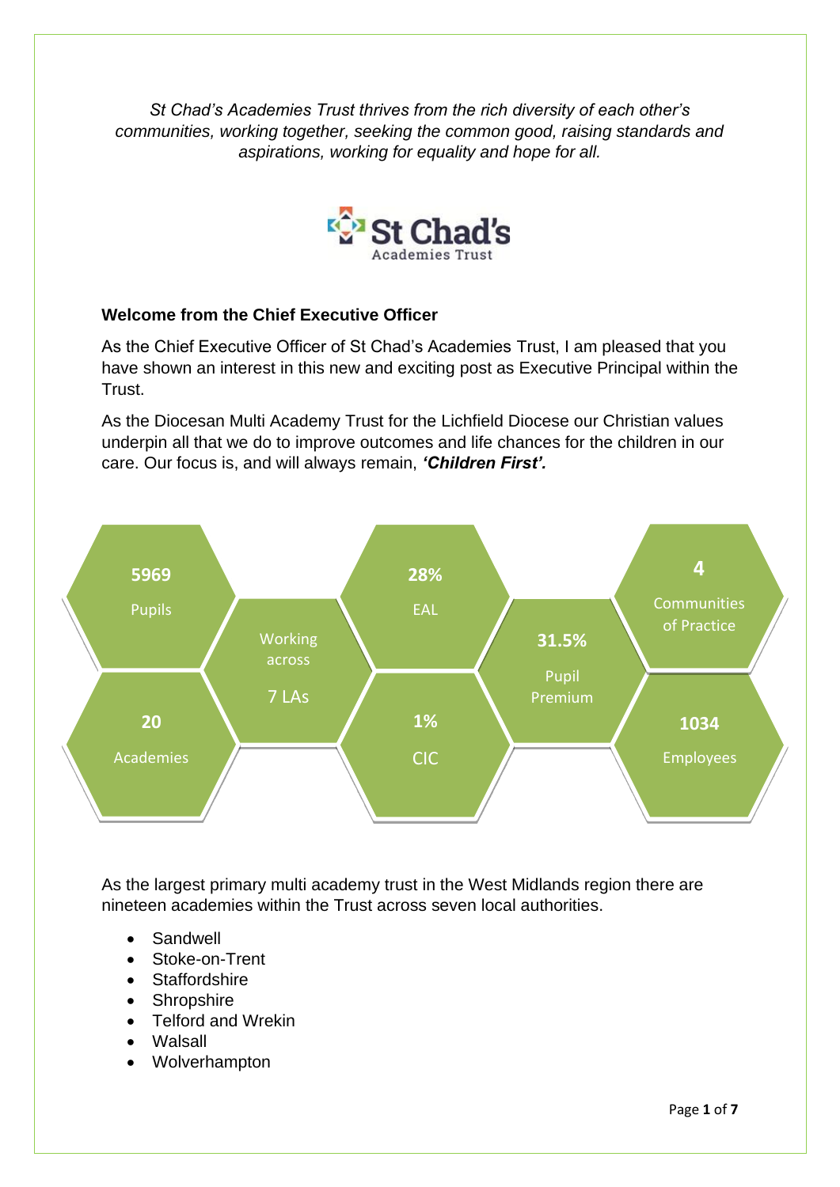*St Chad's Academies Trust thrives from the rich diversity of each other's communities, working together, seeking the common good, raising standards and aspirations, working for equality and hope for all.*

St Chad's Academies Trust

## Welcome from the Chief Executive Officer

As the Chief Executive Officer of St Chad's Academies Trust, I am pleased that you have shown an interest in this new and exciting post as Executive Principal within the Trust.

As the Diocesan Multi Academy Trust for the Lichfield Diocese our Christian values underpin all that we do to improve outcomes and life chances for the children in our care. Our focus is, and will always remain, ***'Children First'.***

- **5969** Pupils
- **20** Academies
- Working across 7 LAs
- **28%** EAL
- **1%** CIC
- **31.5%** Pupil Premium
- **4** Communities of Practice
- **1034** Employees

As the largest primary multi academy trust in the West Midlands region there are nineteen academies within the Trust across seven local authorities.

- Sandwell
- Stoke-on-Trent
- Staffordshire
- Shropshire
- Telford and Wrekin
- Walsall
- Wolverhampton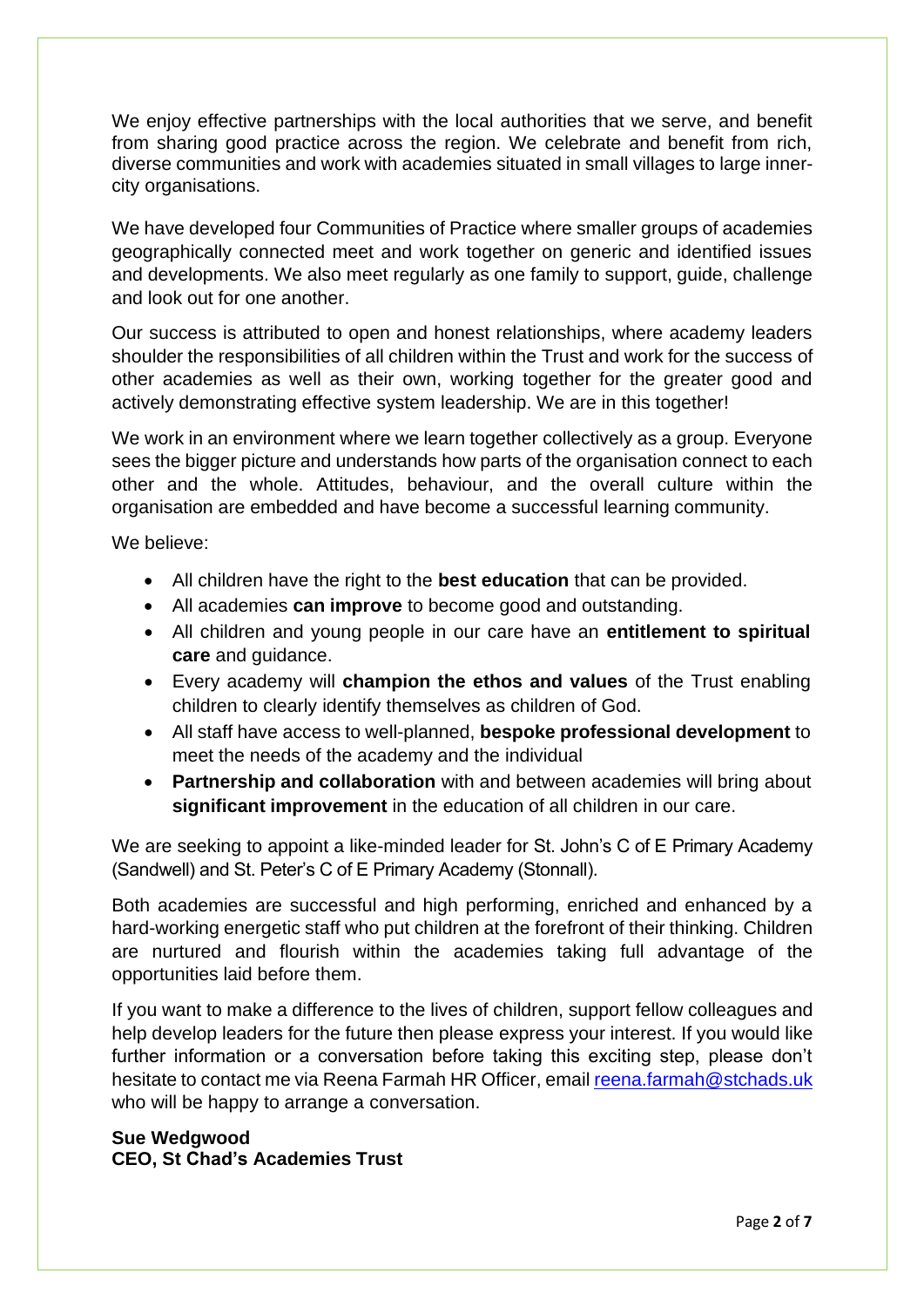We enjoy effective partnerships with the local authorities that we serve, and benefit from sharing good practice across the region. We celebrate and benefit from rich, diverse communities and work with academies situated in small villages to large inner-city organisations.

We have developed four Communities of Practice where smaller groups of academies geographically connected meet and work together on generic and identified issues and developments. We also meet regularly as one family to support, guide, challenge and look out for one another.

Our success is attributed to open and honest relationships, where academy leaders shoulder the responsibilities of all children within the Trust and work for the success of other academies as well as their own, working together for the greater good and actively demonstrating effective system leadership. We are in this together!

We work in an environment where we learn together collectively as a group. Everyone sees the bigger picture and understands how parts of the organisation connect to each other and the whole. Attitudes, behaviour, and the overall culture within the organisation are embedded and have become a successful learning community.

We believe:

- All children have the right to the **best education** that can be provided.
- All academies **can improve** to become good and outstanding.
- All children and young people in our care have an **entitlement to spiritual care** and guidance.
- Every academy will **champion the ethos and values** of the Trust enabling children to clearly identify themselves as children of God.
- All staff have access to well-planned, **bespoke professional development** to meet the needs of the academy and the individual
- **Partnership and collaboration** with and between academies will bring about **significant improvement** in the education of all children in our care.

We are seeking to appoint a like-minded leader for St. John's C of E Primary Academy (Sandwell) and St. Peter's C of E Primary Academy (Stonnall).

Both academies are successful and high performing, enriched and enhanced by a hard-working energetic staff who put children at the forefront of their thinking. Children are nurtured and flourish within the academies taking full advantage of the opportunities laid before them.

If you want to make a difference to the lives of children, support fellow colleagues and help develop leaders for the future then please express your interest. If you would like further information or a conversation before taking this exciting step, please don't hesitate to contact me via Reena Farmah HR Officer, email reena.farmah@stchads.uk who will be happy to arrange a conversation.

**Sue Wedgwood**
**CEO, St Chad's Academies Trust**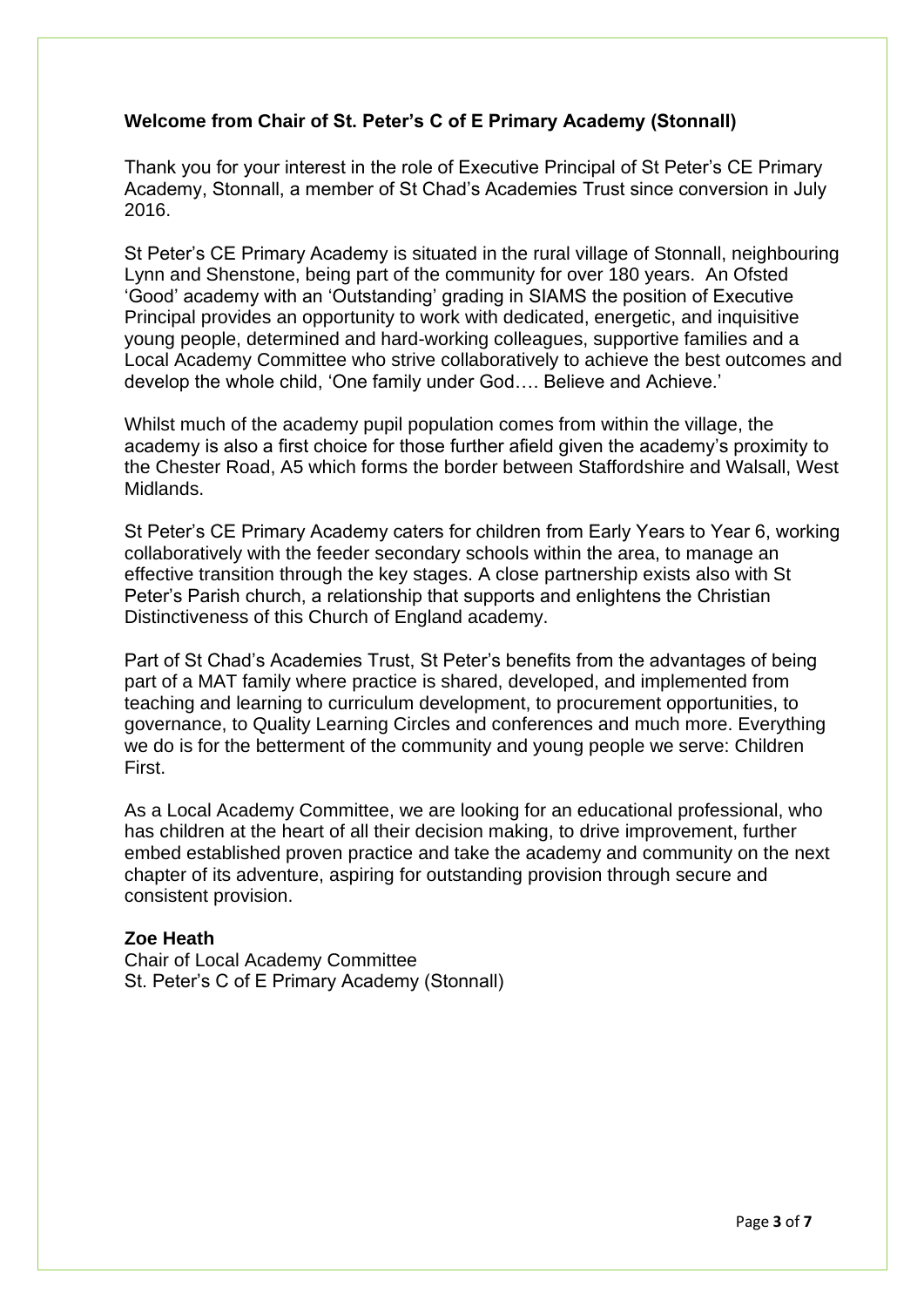### Welcome from Chair of St. Peter's C of E Primary Academy (Stonnall)

Thank you for your interest in the role of Executive Principal of St Peter's CE Primary Academy, Stonnall, a member of St Chad's Academies Trust since conversion in July 2016.

St Peter's CE Primary Academy is situated in the rural village of Stonnall, neighbouring Lynn and Shenstone, being part of the community for over 180 years. An Ofsted 'Good' academy with an 'Outstanding' grading in SIAMS the position of Executive Principal provides an opportunity to work with dedicated, energetic, and inquisitive young people, determined and hard-working colleagues, supportive families and a Local Academy Committee who strive collaboratively to achieve the best outcomes and develop the whole child, 'One family under God…. Believe and Achieve.'

Whilst much of the academy pupil population comes from within the village, the academy is also a first choice for those further afield given the academy's proximity to the Chester Road, A5 which forms the border between Staffordshire and Walsall, West Midlands.

St Peter's CE Primary Academy caters for children from Early Years to Year 6, working collaboratively with the feeder secondary schools within the area, to manage an effective transition through the key stages. A close partnership exists also with St Peter's Parish church, a relationship that supports and enlightens the Christian Distinctiveness of this Church of England academy.

Part of St Chad's Academies Trust, St Peter's benefits from the advantages of being part of a MAT family where practice is shared, developed, and implemented from teaching and learning to curriculum development, to procurement opportunities, to governance, to Quality Learning Circles and conferences and much more. Everything we do is for the betterment of the community and young people we serve: Children First.

As a Local Academy Committee, we are looking for an educational professional, who has children at the heart of all their decision making, to drive improvement, further embed established proven practice and take the academy and community on the next chapter of its adventure, aspiring for outstanding provision through secure and consistent provision.

**Zoe Heath**
Chair of Local Academy Committee
St. Peter's C of E Primary Academy (Stonnall)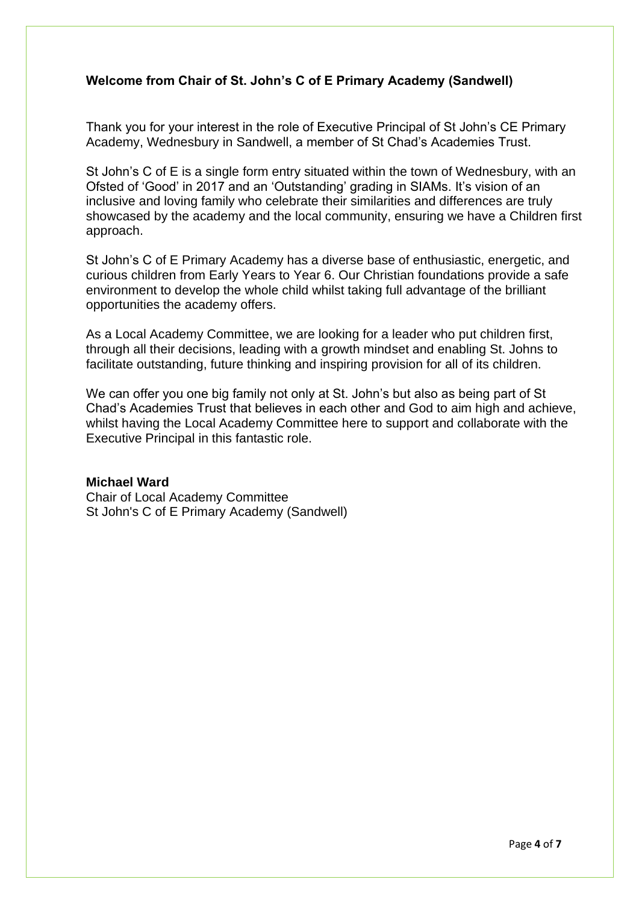## Welcome from Chair of St. John's C of E Primary Academy (Sandwell)

Thank you for your interest in the role of Executive Principal of St John's CE Primary Academy, Wednesbury in Sandwell, a member of St Chad's Academies Trust.

St John's C of E is a single form entry situated within the town of Wednesbury, with an Ofsted of 'Good' in 2017 and an 'Outstanding' grading in SIAMs. It's vision of an inclusive and loving family who celebrate their similarities and differences are truly showcased by the academy and the local community, ensuring we have a Children first approach.

St John's C of E Primary Academy has a diverse base of enthusiastic, energetic, and curious children from Early Years to Year 6. Our Christian foundations provide a safe environment to develop the whole child whilst taking full advantage of the brilliant opportunities the academy offers.

As a Local Academy Committee, we are looking for a leader who put children first, through all their decisions, leading with a growth mindset and enabling St. Johns to facilitate outstanding, future thinking and inspiring provision for all of its children.

We can offer you one big family not only at St. John's but also as being part of St Chad's Academies Trust that believes in each other and God to aim high and achieve, whilst having the Local Academy Committee here to support and collaborate with the Executive Principal in this fantastic role.

**Michael Ward**
Chair of Local Academy Committee
St John's C of E Primary Academy (Sandwell)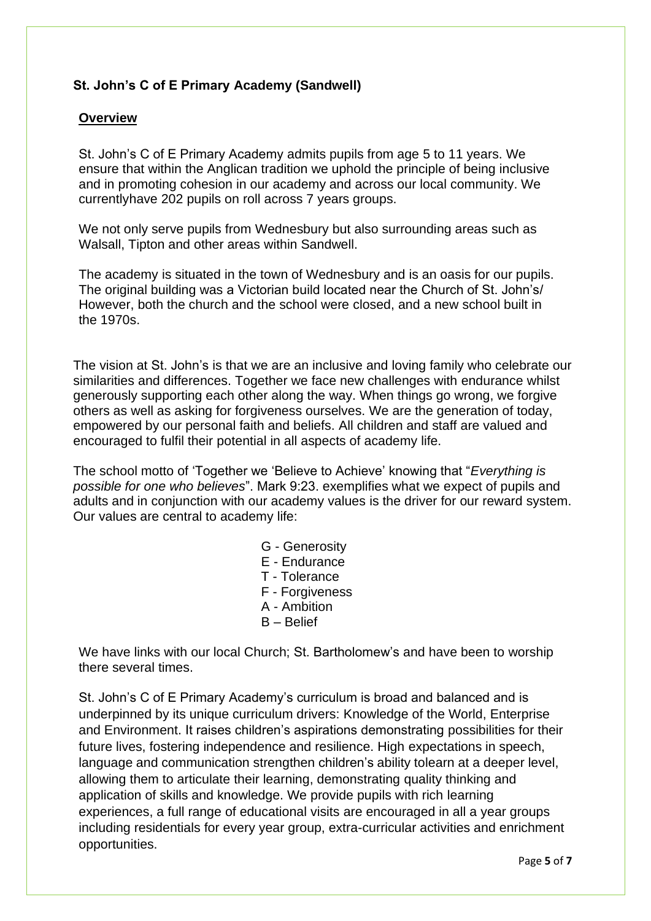### St. John's C of E Primary Academy (Sandwell)

**Overview**

St. John's C of E Primary Academy admits pupils from age 5 to 11 years. We ensure that within the Anglican tradition we uphold the principle of being inclusive and in promoting cohesion in our academy and across our local community. We currentlyhave 202 pupils on roll across 7 years groups.

We not only serve pupils from Wednesbury but also surrounding areas such as Walsall, Tipton and other areas within Sandwell.

The academy is situated in the town of Wednesbury and is an oasis for our pupils. The original building was a Victorian build located near the Church of St. John's/ However, both the church and the school were closed, and a new school built in the 1970s.

The vision at St. John's is that we are an inclusive and loving family who celebrate our similarities and differences. Together we face new challenges with endurance whilst generously supporting each other along the way. When things go wrong, we forgive others as well as asking for forgiveness ourselves. We are the generation of today, empowered by our personal faith and beliefs. All children and staff are valued and encouraged to fulfil their potential in all aspects of academy life.

The school motto of 'Together we 'Believe to Achieve' knowing that "*Everything is possible for one who believes*". Mark 9:23. exemplifies what we expect of pupils and adults and in conjunction with our academy values is the driver for our reward system. Our values are central to academy life:

G - Generosity
E - Endurance
T - Tolerance
F - Forgiveness
A - Ambition
B – Belief

We have links with our local Church; St. Bartholomew's and have been to worship there several times.

St. John's C of E Primary Academy's curriculum is broad and balanced and is underpinned by its unique curriculum drivers: Knowledge of the World, Enterprise and Environment. It raises children's aspirations demonstrating possibilities for their future lives, fostering independence and resilience. High expectations in speech, language and communication strengthen children's ability tolearn at a deeper level, allowing them to articulate their learning, demonstrating quality thinking and application of skills and knowledge. We provide pupils with rich learning experiences, a full range of educational visits are encouraged in all a year groups including residentials for every year group, extra-curricular activities and enrichment opportunities.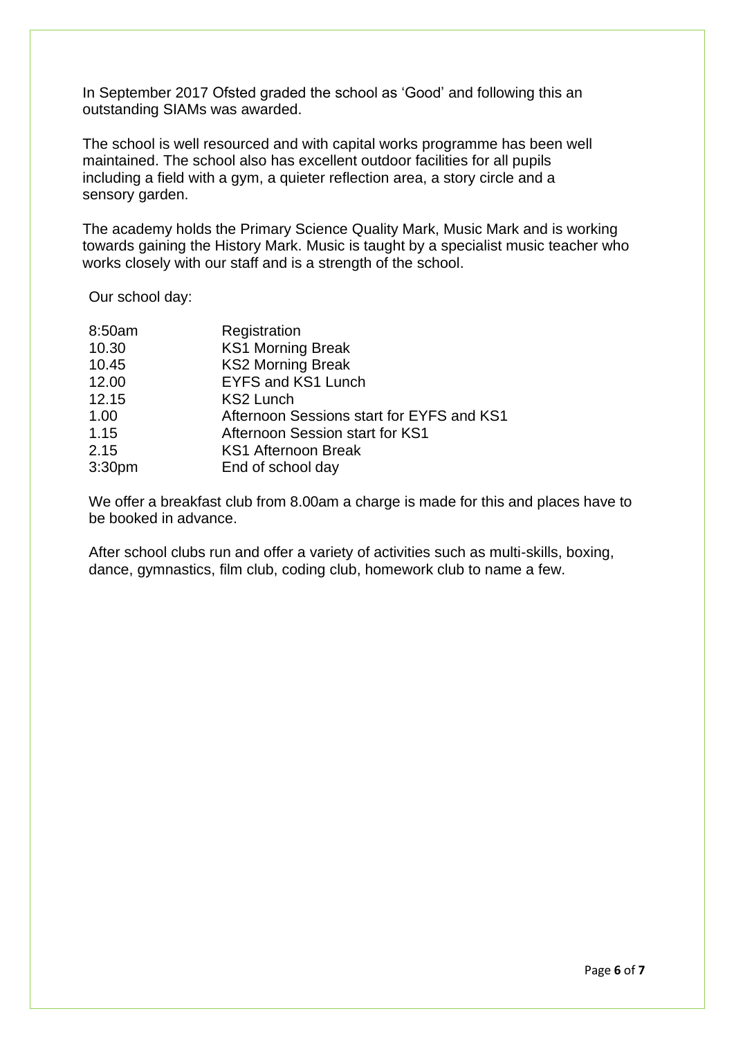In September 2017 Ofsted graded the school as 'Good' and following this an outstanding SIAMs was awarded.

The school is well resourced and with capital works programme has been well maintained. The school also has excellent outdoor facilities for all pupils including a field with a gym, a quieter reflection area, a story circle and a sensory garden.

The academy holds the Primary Science Quality Mark, Music Mark and is working towards gaining the History Mark. Music is taught by a specialist music teacher who works closely with our staff and is a strength of the school.

Our school day:

| | |
|---|---|
| 8:50am | Registration |
| 10.30 | KS1 Morning Break |
| 10.45 | KS2 Morning Break |
| 12.00 | EYFS and KS1 Lunch |
| 12.15 | KS2 Lunch |
| 1.00 | Afternoon Sessions start for EYFS and KS1 |
| 1.15 | Afternoon Session start for KS1 |
| 2.15 | KS1 Afternoon Break |
| 3:30pm | End of school day |

We offer a breakfast club from 8.00am a charge is made for this and places have to be booked in advance.

After school clubs run and offer a variety of activities such as multi-skills, boxing, dance, gymnastics, film club, coding club, homework club to name a few.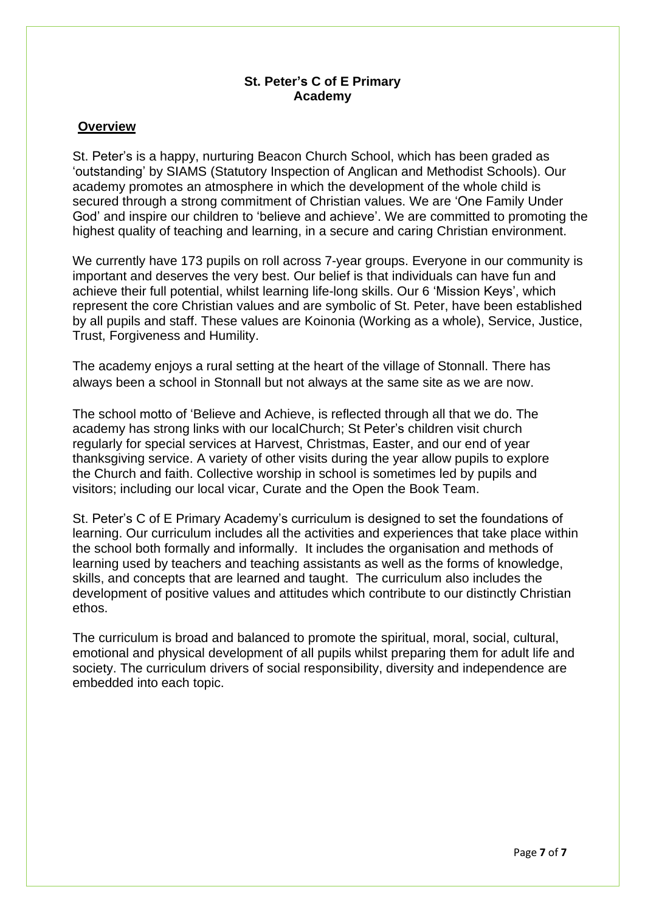**St. Peter's C of E Primary Academy**

## Overview

St. Peter's is a happy, nurturing Beacon Church School, which has been graded as 'outstanding' by SIAMS (Statutory Inspection of Anglican and Methodist Schools). Our academy promotes an atmosphere in which the development of the whole child is secured through a strong commitment of Christian values. We are 'One Family Under God' and inspire our children to 'believe and achieve'. We are committed to promoting the highest quality of teaching and learning, in a secure and caring Christian environment.

We currently have 173 pupils on roll across 7-year groups. Everyone in our community is important and deserves the very best. Our belief is that individuals can have fun and achieve their full potential, whilst learning life-long skills. Our 6 'Mission Keys', which represent the core Christian values and are symbolic of St. Peter, have been established by all pupils and staff. These values are Koinonia (Working as a whole), Service, Justice, Trust, Forgiveness and Humility.

The academy enjoys a rural setting at the heart of the village of Stonnall. There has always been a school in Stonnall but not always at the same site as we are now.

The school motto of 'Believe and Achieve, is reflected through all that we do. The academy has strong links with our localChurch; St Peter's children visit church regularly for special services at Harvest, Christmas, Easter, and our end of year thanksgiving service. A variety of other visits during the year allow pupils to explore the Church and faith. Collective worship in school is sometimes led by pupils and visitors; including our local vicar, Curate and the Open the Book Team.

St. Peter's C of E Primary Academy's curriculum is designed to set the foundations of learning. Our curriculum includes all the activities and experiences that take place within the school both formally and informally. It includes the organisation and methods of learning used by teachers and teaching assistants as well as the forms of knowledge, skills, and concepts that are learned and taught. The curriculum also includes the development of positive values and attitudes which contribute to our distinctly Christian ethos.

The curriculum is broad and balanced to promote the spiritual, moral, social, cultural, emotional and physical development of all pupils whilst preparing them for adult life and society. The curriculum drivers of social responsibility, diversity and independence are embedded into each topic.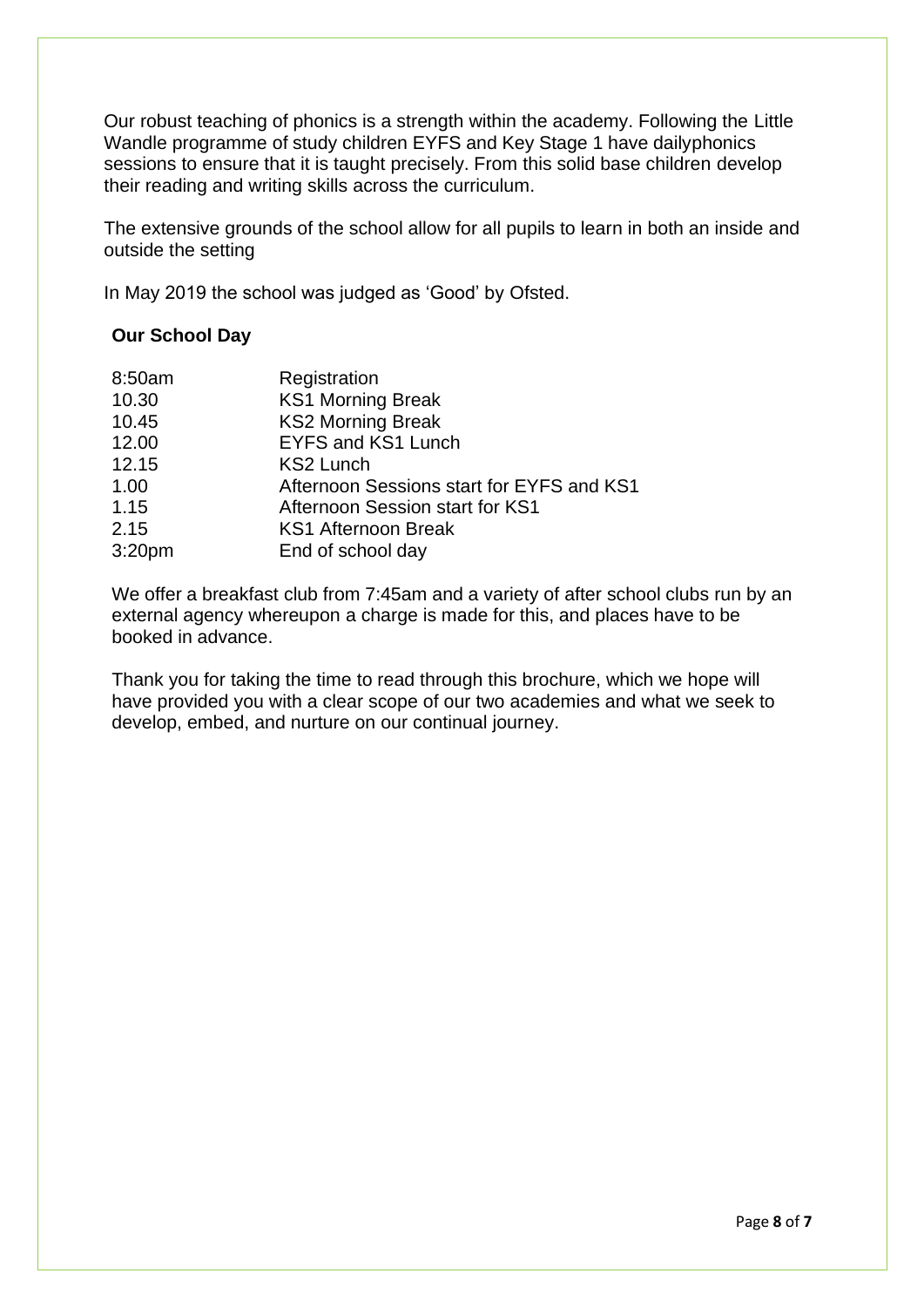Our robust teaching of phonics is a strength within the academy. Following the Little Wandle programme of study children EYFS and Key Stage 1 have dailyphonics sessions to ensure that it is taught precisely. From this solid base children develop their reading and writing skills across the curriculum.

The extensive grounds of the school allow for all pupils to learn in both an inside and outside the setting

In May 2019 the school was judged as 'Good' by Ofsted.

**Our School Day**

| | |
|---|---|
| 8:50am | Registration |
| 10.30 | KS1 Morning Break |
| 10.45 | KS2 Morning Break |
| 12.00 | EYFS and KS1 Lunch |
| 12.15 | KS2 Lunch |
| 1.00 | Afternoon Sessions start for EYFS and KS1 |
| 1.15 | Afternoon Session start for KS1 |
| 2.15 | KS1 Afternoon Break |
| 3:20pm | End of school day |

We offer a breakfast club from 7:45am and a variety of after school clubs run by an external agency whereupon a charge is made for this, and places have to be booked in advance.

Thank you for taking the time to read through this brochure, which we hope will have provided you with a clear scope of our two academies and what we seek to develop, embed, and nurture on our continual journey.